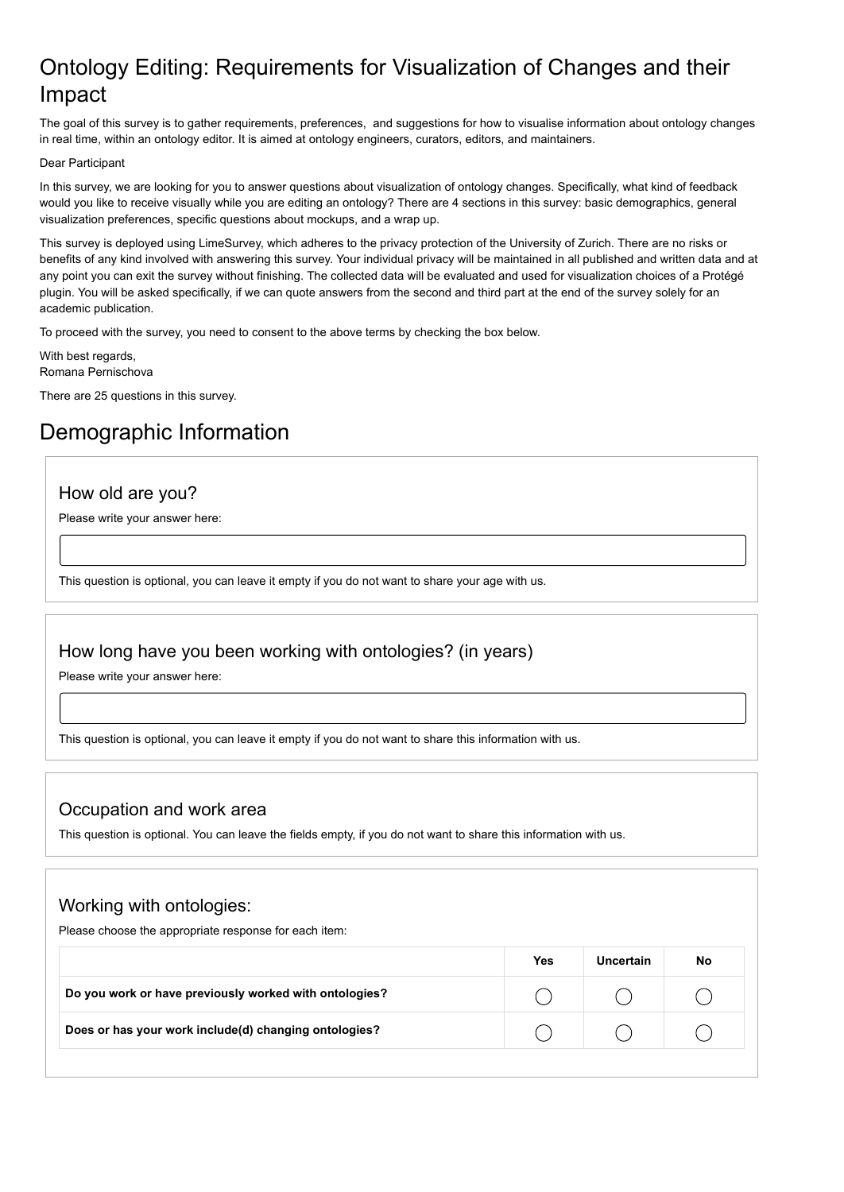# Ontology Editing: Requirements for Visualization of Changes and their Impact

The goal of this survey is to gather requirements, preferences, and suggestions for how to visualise information about ontology changes in real time, within an ontology editor. It is aimed at ontology engineers, curators, editors, and maintainers.

Dear Participant

In this survey, we are looking for you to answer questions about visualization of ontology changes. Specifically, what kind of feedback would you like to receive visually while you are editing an ontology? There are 4 sections in this survey: basic demographics, general visualization preferences, specific questions about mockups, and a wrap up.

This survey is deployed using LimeSurvey, which adheres to the privacy protection of the University of Zurich. There are no risks or benefits of any kind involved with answering this survey. Your individual privacy will be maintained in all published and written data and at any point you can exit the survey without finishing. The collected data will be evaluated and used for visualization choices of a Protégé plugin. You will be asked specifically, if we can quote answers from the second and third part at the end of the survey solely for an academic publication.

To proceed with the survey, you need to consent to the above terms by checking the box below.

With best regards,  
Romana Pernischova

There are 25 questions in this survey.

## Demographic Information

### How old are you?

Please write your answer here:

This question is optional, you can leave it empty if you do not want to share your age with us.

### How long have you been working with ontologies? (in years)

Please write your answer here:

This question is optional, you can leave it empty if you do not want to share this information with us.

### Occupation and work area

This question is optional. You can leave the fields empty, if you do not want to share this information with us.

### Working with ontologies:

Please choose the appropriate response for each item:

| | Yes | Uncertain | No |
|---|---|---|---|
| **Do you work or have previously worked with ontologies?** | ◯ | ◯ | ◯ |
| **Does or has your work include(d) changing ontologies?** | ◯ | ◯ | ◯ |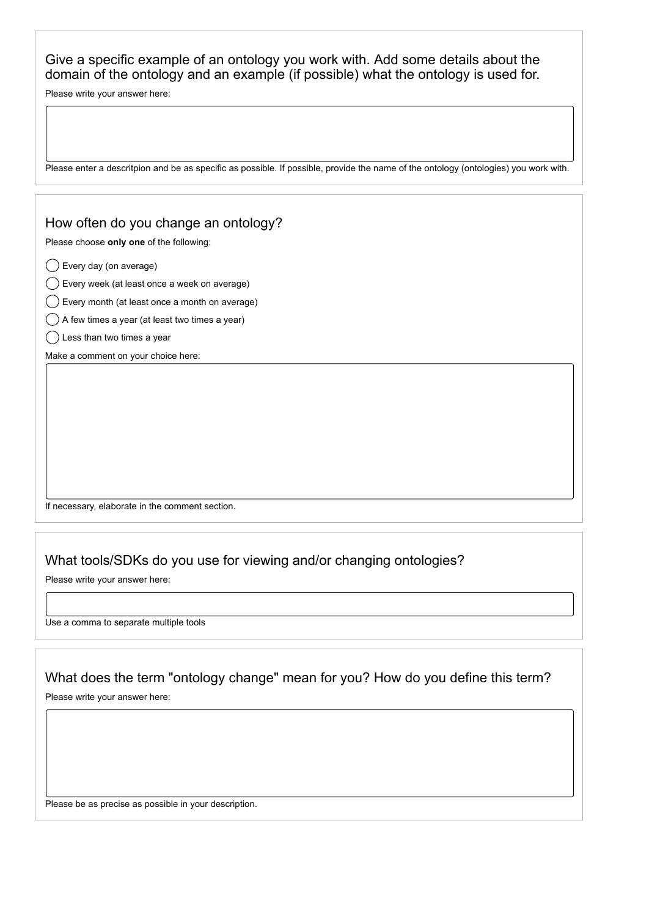## Give a specific example of an ontology you work with. Add some details about the domain of the ontology and an example (if possible) what the ontology is used for.

Please write your answer here:

Please enter a descritpion and be as specific as possible. If possible, provide the name of the ontology (ontologies) you work with.

## How often do you change an ontology?

Please choose **only one** of the following:

- Every day (on average)
- Every week (at least once a week on average)
- Every month (at least once a month on average)
- A few times a year (at least two times a year)
- Less than two times a year

Make a comment on your choice here:

If necessary, elaborate in the comment section.

## What tools/SDKs do you use for viewing and/or changing ontologies?

Please write your answer here:

Use a comma to separate multiple tools

## What does the term "ontology change" mean for you? How do you define this term?

Please write your answer here:

Please be as precise as possible in your description.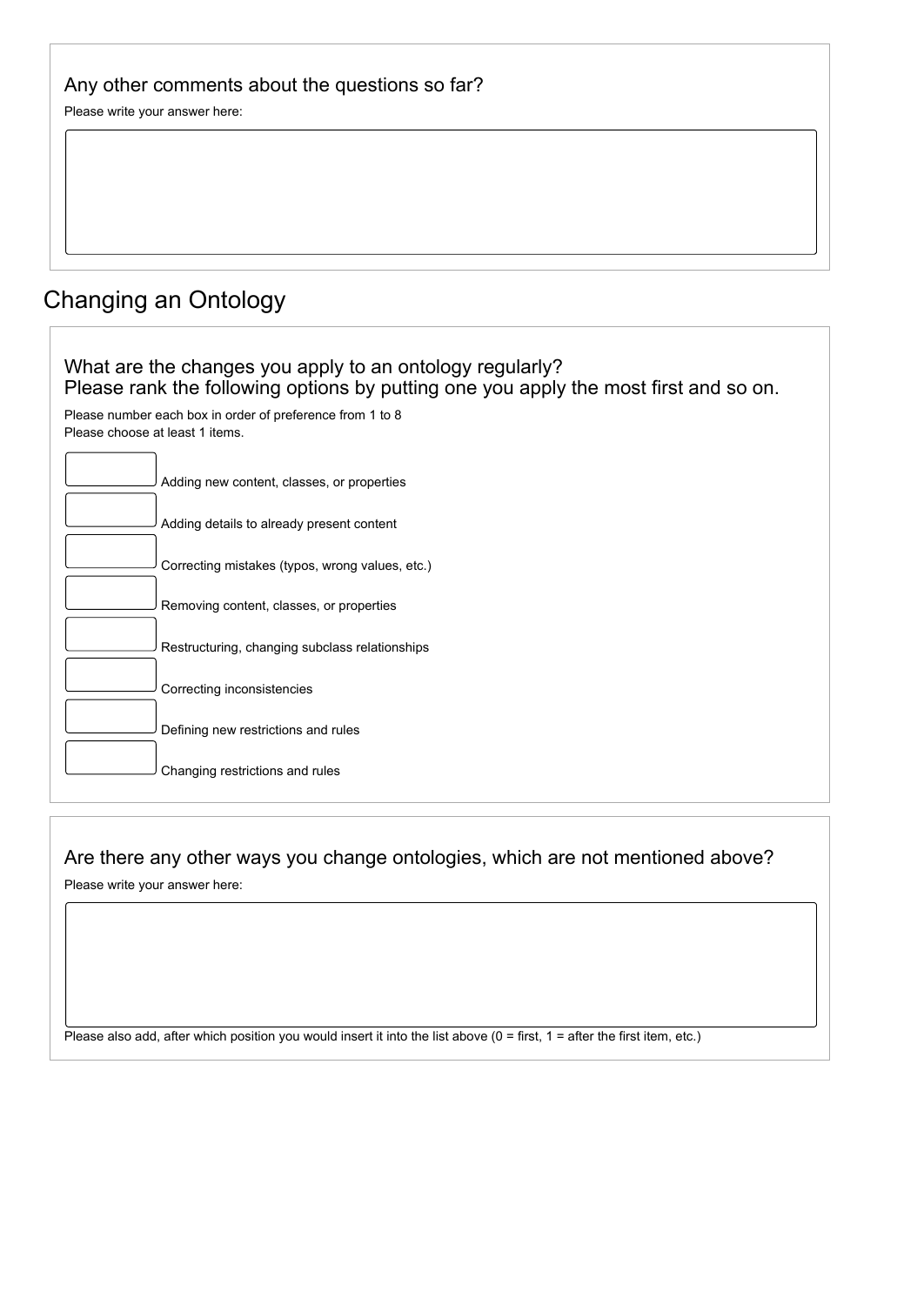### Any other comments about the questions so far?

Please write your answer here:

## Changing an Ontology

### What are the changes you apply to an ontology regularly?
### Please rank the following options by putting one you apply the most first and so on.

Please number each box in order of preference from 1 to 8
Please choose at least 1 items.

- [ ] Adding new content, classes, or properties
- [ ] Adding details to already present content
- [ ] Correcting mistakes (typos, wrong values, etc.)
- [ ] Removing content, classes, or properties
- [ ] Restructuring, changing subclass relationships
- [ ] Correcting inconsistencies
- [ ] Defining new restrictions and rules
- [ ] Changing restrictions and rules

### Are there any other ways you change ontologies, which are not mentioned above?

Please write your answer here:

Please also add, after which position you would insert it into the list above (0 = first, 1 = after the first item, etc.)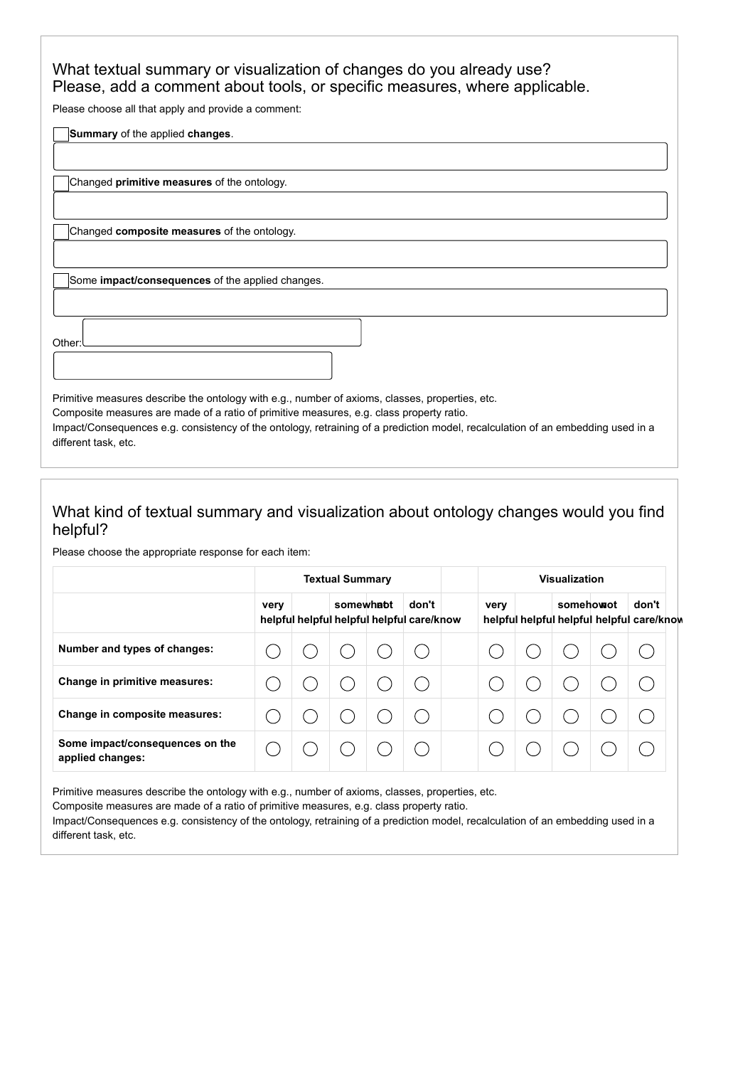## What textual summary or visualization of changes do you already use? Please, add a comment about tools, or specific measures, where applicable.

Please choose all that apply and provide a comment:

- [ ] **Summary** of the applied **changes**.

- [ ] Changed **primitive measures** of the ontology.

- [ ] Changed **composite measures** of the ontology.

- [ ] Some **impact/consequences** of the applied changes.

Other:

Primitive measures describe the ontology with e.g., number of axioms, classes, properties, etc.
Composite measures are made of a ratio of primitive measures, e.g. class property ratio.
Impact/Consequences e.g. consistency of the ontology, retraining of a prediction model, recalculation of an embedding used in a different task, etc.

## What kind of textual summary and visualization about ontology changes would you find helpful?

Please choose the appropriate response for each item:

| | **Textual Summary** | | | | | | **Visualization** | | | | |
|---|---|---|---|---|---|---|---|---|---|---|---|
| | **very helpful** | **helpful** | **somewhat helpful** | **not helpful** | **don't care/know** | | **very helpful** | **helpful** | **somehow helpful** | **not helpful** | **don't care/know** |
| **Number and types of changes:** | ◯ | ◯ | ◯ | ◯ | ◯ | | ◯ | ◯ | ◯ | ◯ | ◯ |
| **Change in primitive measures:** | ◯ | ◯ | ◯ | ◯ | ◯ | | ◯ | ◯ | ◯ | ◯ | ◯ |
| **Change in composite measures:** | ◯ | ◯ | ◯ | ◯ | ◯ | | ◯ | ◯ | ◯ | ◯ | ◯ |
| **Some impact/consequences on the applied changes:** | ◯ | ◯ | ◯ | ◯ | ◯ | | ◯ | ◯ | ◯ | ◯ | ◯ |

Primitive measures describe the ontology with e.g., number of axioms, classes, properties, etc.
Composite measures are made of a ratio of primitive measures, e.g. class property ratio.
Impact/Consequences e.g. consistency of the ontology, retraining of a prediction model, recalculation of an embedding used in a different task, etc.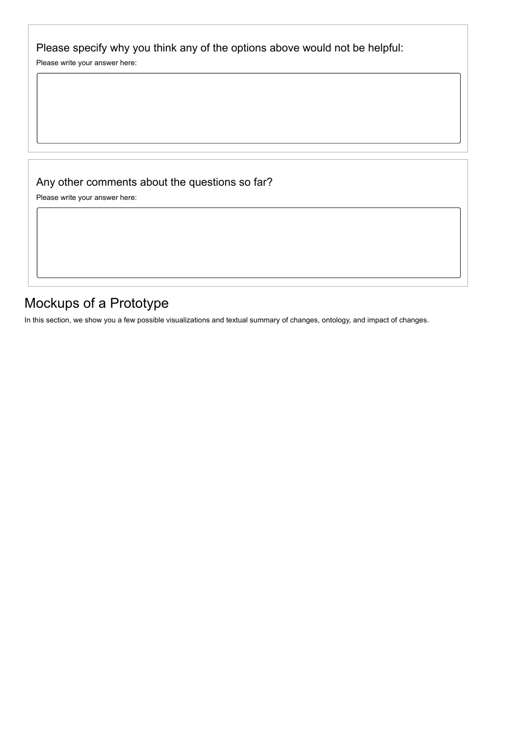### Please specify why you think any of the options above would not be helpful:

Please write your answer here:

### Any other comments about the questions so far?

Please write your answer here:

## Mockups of a Prototype

In this section, we show you a few possible visualizations and textual summary of changes, ontology, and impact of changes.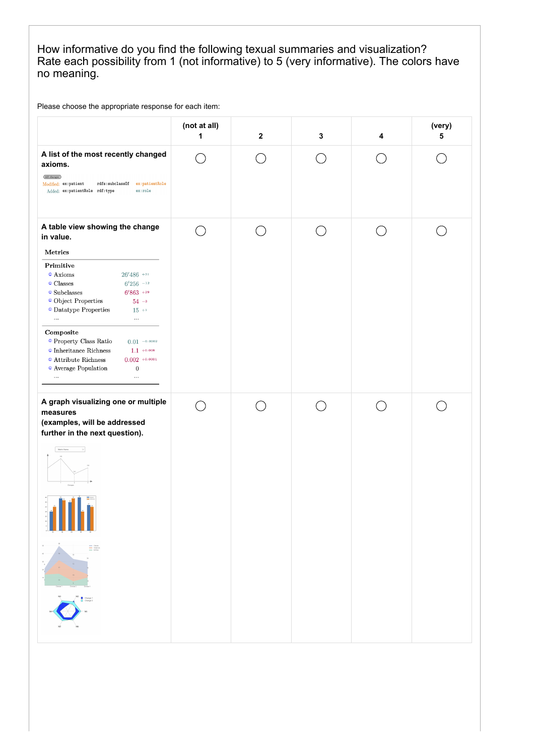How informative do you find the following texual summaries and visualization?
Rate each possibility from 1 (not informative) to 5 (very informative). The colors have no meaning.

Please choose the appropriate response for each item:

| | (not at all) 1 | 2 | 3 | 4 | (very) 5 |
|---|---|---|---|---|---|
| **A list of the most recently changed axioms.** | ○ | ○ | ○ | ○ | ○ |
| **A table view showing the change in value.** | ○ | ○ | ○ | ○ | ○ |
| **A graph visualizing one or multiple measures (examples, will be addressed further in the next question).** | ○ | ○ | ○ | ○ | ○ |

All changes

| | | | |
|---|---|---|---|
| Modified: | ex:patient | rdfs:subclassOf | ex:patientRole |
| Added: | ex:patientRole | rdf:type | ex:role |

**Metrics**

| | | |
|---|---|---|
| **Primitive** | | |
| Axioms | 26'486 | +31 |
| Classes | 6'256 | −12 |
| Subclasses | 6'863 | +29 |
| Object Properties | 54 | −3 |
| Datatype Properties | 15 | +1 |
| ... | ... | |
| **Composite** | | |
| Property Class Ratio | 0.01 | −0.0002 |
| Inheritance Richness | 1.1 | +0.008 |
| Attribute Richness | 0.002 | +0.0001 |
| Average Population | 0 | |
| ... | ... | |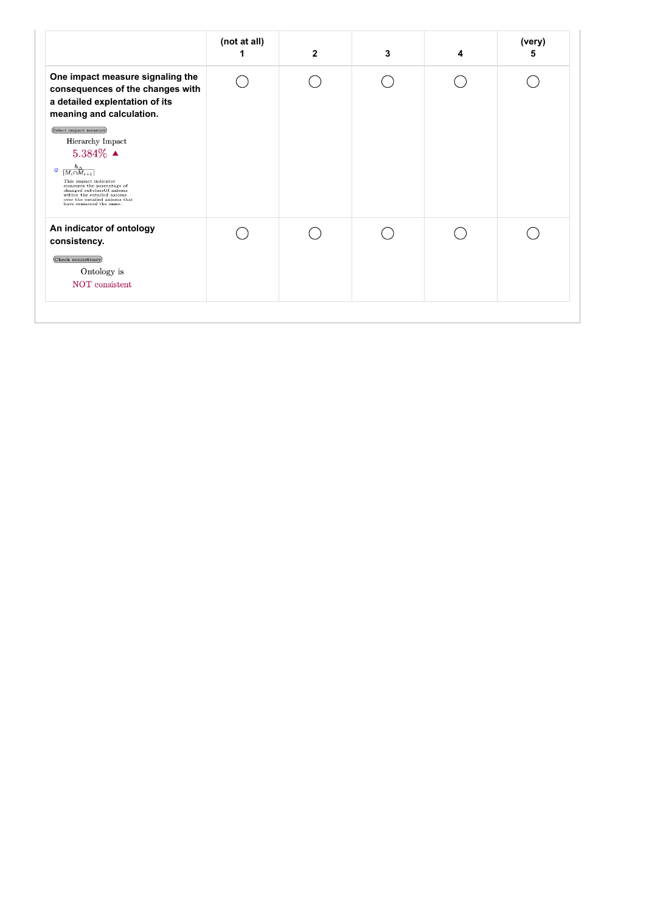| | (not at all) 1 | 2 | 3 | 4 | (very) 5 |
|---|---|---|---|---|---|
| **One impact measure signaling the consequences of the changes with a detailed explentation of its meaning and calculation.** <br> Select impact measure <br> Hierarchy Impact <br> 5.384% ▲ <br> $\frac{h_{\Delta}}{\lvert M_i \cap M_{i+1} \rvert}$ <br> This impact indicator measures the percentage of changed subclassOf axioms within the entailed axioms over the entailed axioms that have remained the same. | ◯ | ◯ | ◯ | ◯ | ◯ |
| **An indicator of ontology consistency.** <br> Check consistency <br> Ontology is <br> NOT consistent | ◯ | ◯ | ◯ | ◯ | ◯ |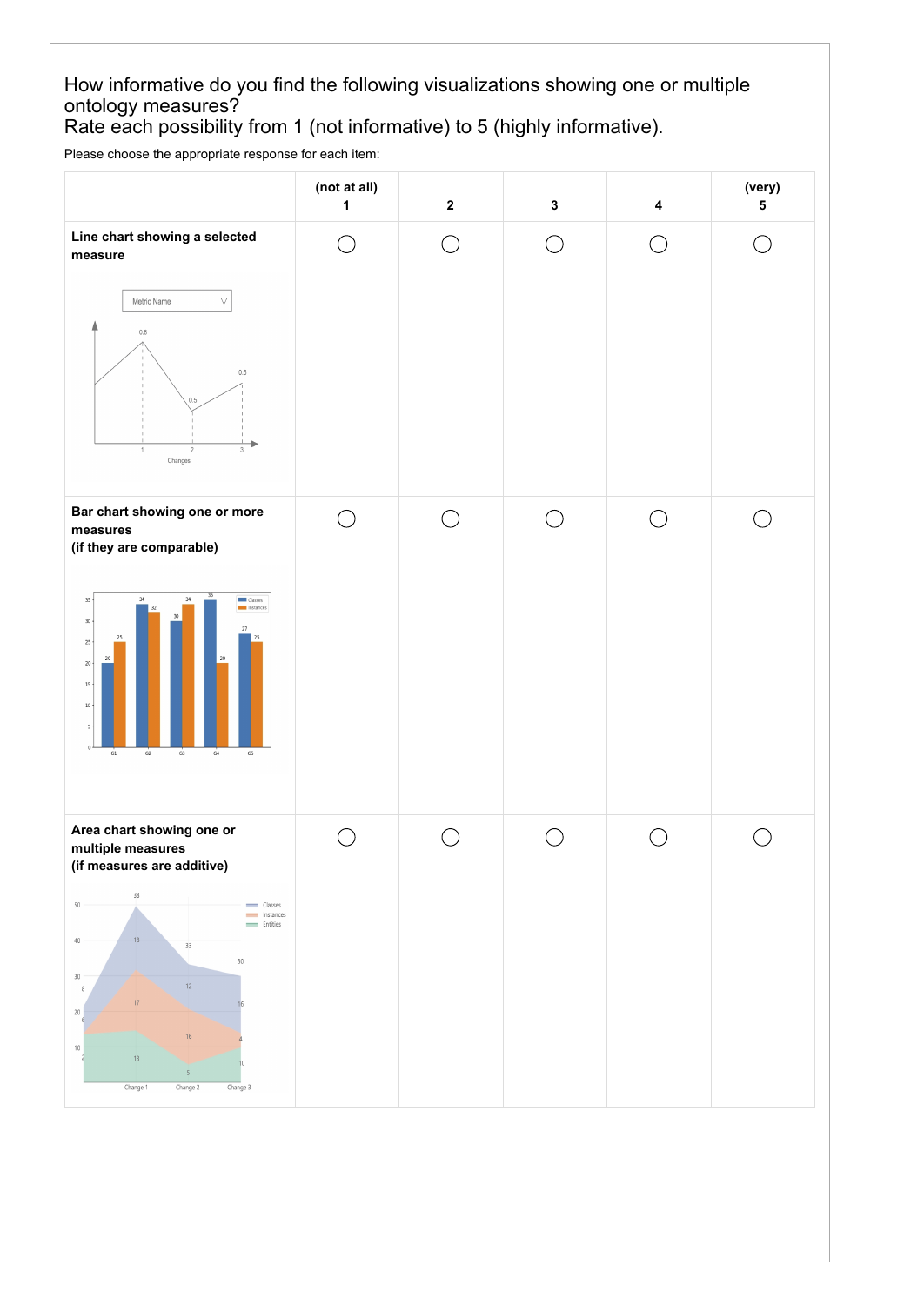How informative do you find the following visualizations showing one or multiple ontology measures?
Rate each possibility from 1 (not informative) to 5 (highly informative).

Please choose the appropriate response for each item:

| | (not at all) 1 | 2 | 3 | 4 | (very) 5 |
|---|---|---|---|---|---|
| **Line chart showing a selected measure** | ◯ | ◯ | ◯ | ◯ | ◯ |
| **Bar chart showing one or more measures (if they are comparable)** | ◯ | ◯ | ◯ | ◯ | ◯ |
| **Area chart showing one or multiple measures (if measures are additive)** | ◯ | ◯ | ◯ | ◯ | ◯ |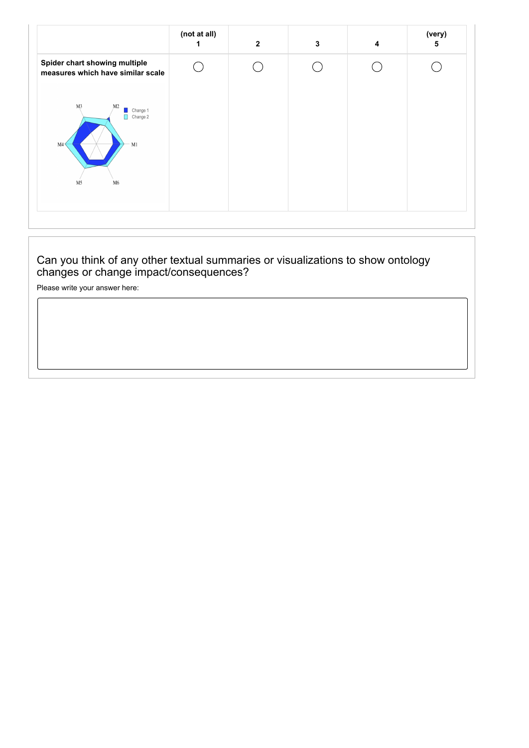| | (not at all) 1 | 2 | 3 | 4 | (very) 5 |
|---|---|---|---|---|---|
| **Spider chart showing multiple measures which have similar scale** | ◯ | ◯ | ◯ | ◯ | ◯ |

## Can you think of any other textual summaries or visualizations to show ontology changes or change impact/consequences?

Please write your answer here: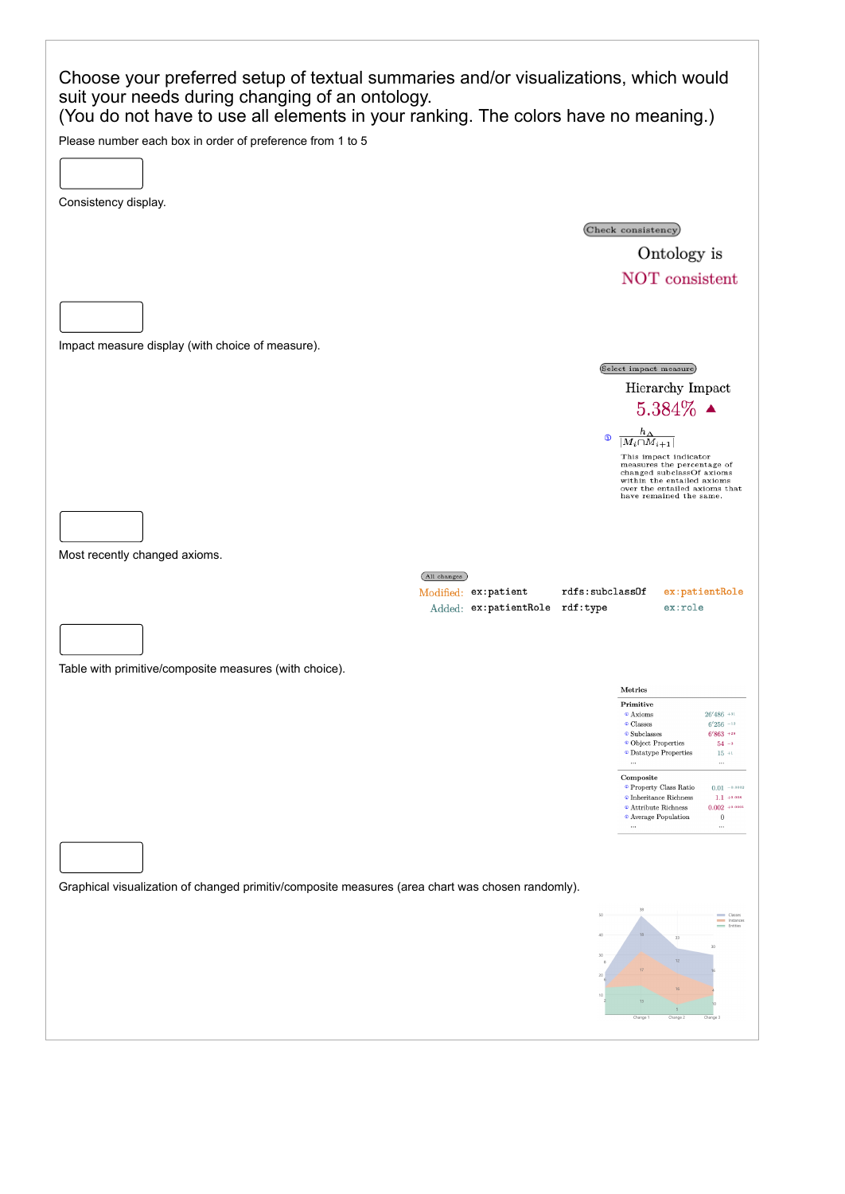Choose your preferred setup of textual summaries and/or visualizations, which would suit your needs during changing of an ontology.
(You do not have to use all elements in your ranking. The colors have no meaning.)

Please number each box in order of preference from 1 to 5

[ ]

Consistency display.

Check consistency

Ontology is
NOT consistent

[ ]

Impact measure display (with choice of measure).

Select impact measure

Hierarchy Impact
5.384% ▲

$\frac{h_\Delta}{|M_i \cap M_{i+1}|}$

This impact indicator measures the percentage of changed subclassOf axioms within the entailed axioms over the entailed axioms that have remained the same.

[ ]

Most recently changed axioms.

All changes

| | | | |
|---|---|---|---|
| Modified: | ex:patient | rdfs:subclassOf | ex:patientRole |
| Added: | ex:patientRole | rdf:type | ex:role |

[ ]

Table with primitive/composite measures (with choice).

**Metrics**

| Primitive | | |
|---|---|---|
| Axioms | 26'486 | +31 |
| Classes | 6'256 | −13 |
| Subclasses | 6'863 | +23 |
| Object Properties | 54 | −3 |
| Datatype Properties | 15 | +1 |
| ... | ... | |

| Composite | | |
|---|---|---|
| Property Class Ratio | 0.01 | −0.0002 |
| Inheritance Richness | 1.1 | +0.004 |
| Attribute Richness | 0.002 | +0.0001 |
| Average Population | 0 | |
| ... | ... | |

[ ]

Graphical visualization of changed primitiv/composite measures (area chart was chosen randomly).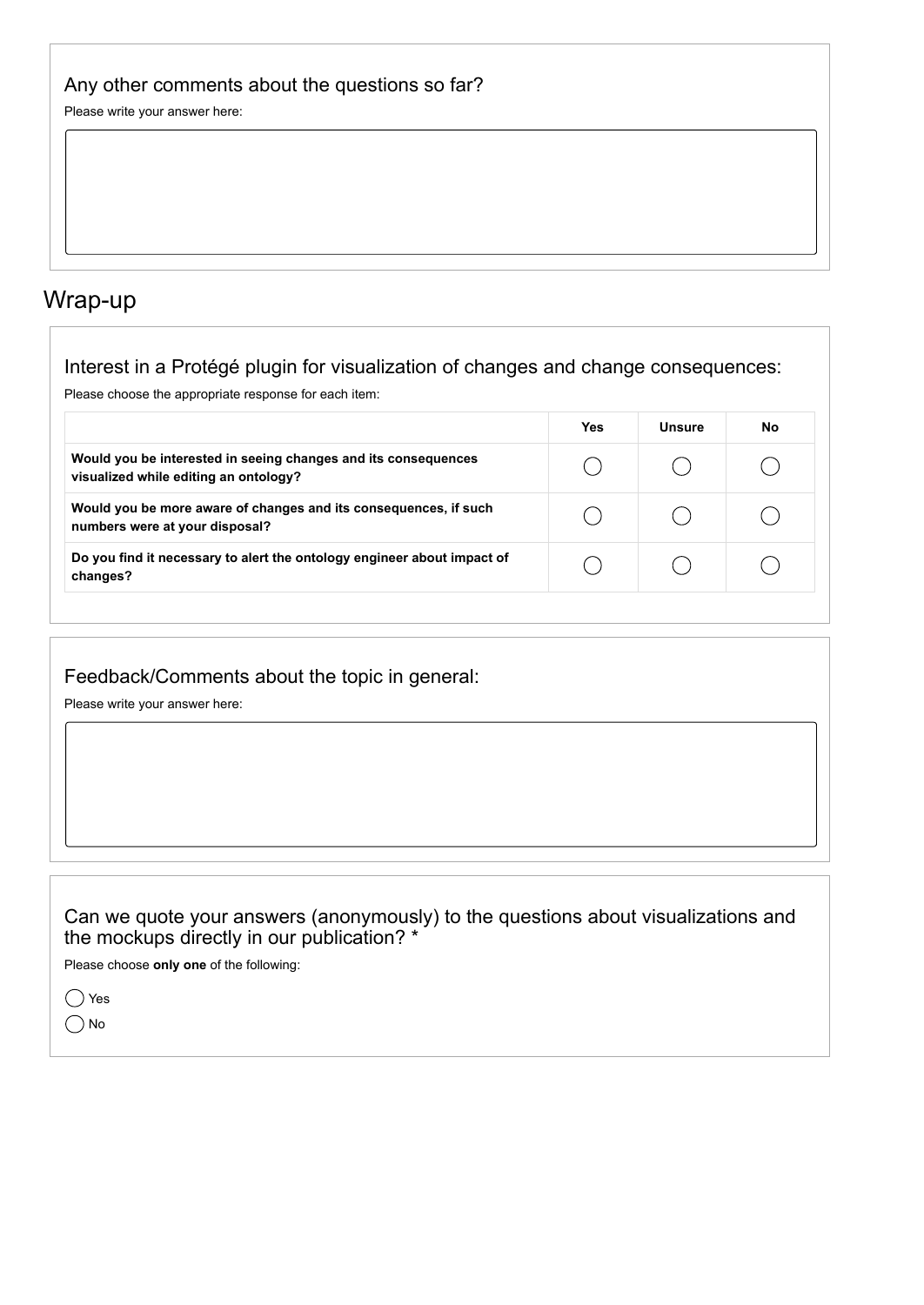### Any other comments about the questions so far?

Please write your answer here:

## Wrap-up

### Interest in a Protégé plugin for visualization of changes and change consequences:

Please choose the appropriate response for each item:

| | Yes | Unsure | No |
|---|---|---|---|
| **Would you be interested in seeing changes and its consequences visualized while editing an ontology?** | ◯ | ◯ | ◯ |
| **Would you be more aware of changes and its consequences, if such numbers were at your disposal?** | ◯ | ◯ | ◯ |
| **Do you find it necessary to alert the ontology engineer about impact of changes?** | ◯ | ◯ | ◯ |

### Feedback/Comments about the topic in general:

Please write your answer here:

### Can we quote your answers (anonymously) to the questions about visualizations and the mockups directly in our publication? *

Please choose **only one** of the following:

◯ Yes

◯ No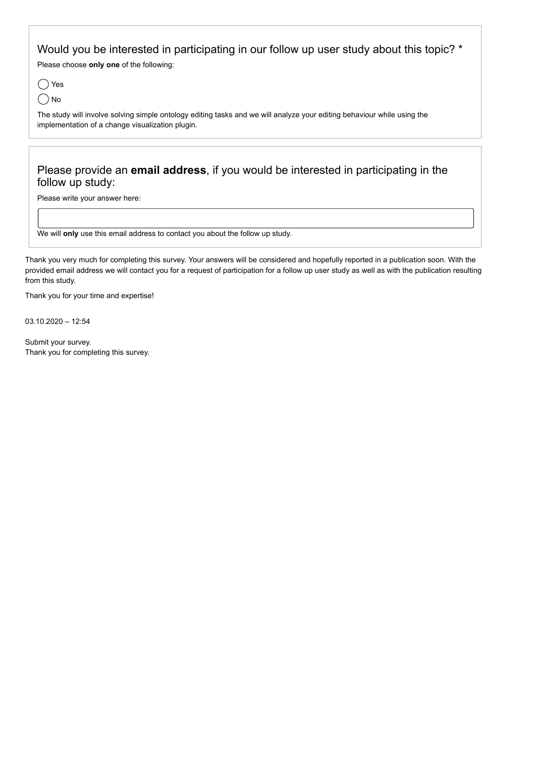## Would you be interested in participating in our follow up user study about this topic? *

Please choose **only one** of the following:

- ◯ Yes
- ◯ No

The study will involve solving simple ontology editing tasks and we will analyze your editing behaviour while using the implementation of a change visualization plugin.

## Please provide an **email address**, if you would be interested in participating in the follow up study:

Please write your answer here:

We will **only** use this email address to contact you about the follow up study.

Thank you very much for completing this survey. Your answers will be considered and hopefully reported in a publication soon. With the provided email address we will contact you for a request of participation for a follow up user study as well as with the publication resulting from this study.

Thank you for your time and expertise!

03.10.2020 – 12:54

Submit your survey.
Thank you for completing this survey.